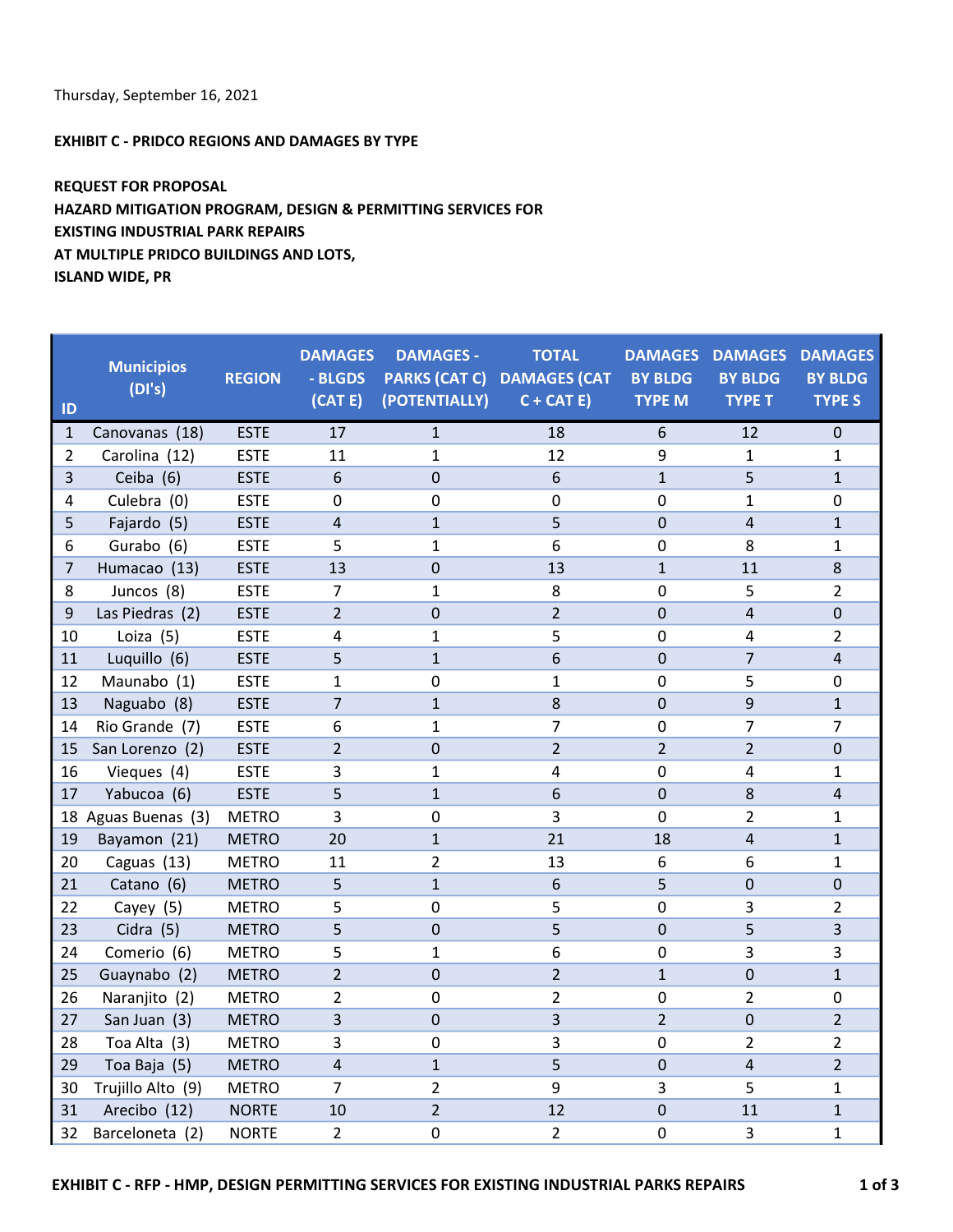Thursday, September 16, 2021

**EXHIBIT C - PRIDCO REGIONS AND DAMAGES BY TYPE**

**REQUEST FOR PROPOSAL**
**HAZARD MITIGATION PROGRAM, DESIGN & PERMITTING SERVICES FOR**
**EXISTING INDUSTRIAL PARK REPAIRS**
**AT MULTIPLE PRIDCO BUILDINGS AND LOTS,**
**ISLAND WIDE, PR**

| ID | Municipios (DI's) | REGION | DAMAGES - BLGDS (CAT E) | DAMAGES - PARKS (CAT C) (POTENTIALLY) | TOTAL DAMAGES (CAT C + CAT E) | DAMAGES BY BLDG TYPE M | DAMAGES BY BLDG TYPE T | DAMAGES BY BLDG TYPE S |
|---|---|---|---|---|---|---|---|---|
| 1 | Canovanas (18) | ESTE | 17 | 1 | 18 | 6 | 12 | 0 |
| 2 | Carolina (12) | ESTE | 11 | 1 | 12 | 9 | 1 | 1 |
| 3 | Ceiba (6) | ESTE | 6 | 0 | 6 | 1 | 5 | 1 |
| 4 | Culebra (0) | ESTE | 0 | 0 | 0 | 0 | 1 | 0 |
| 5 | Fajardo (5) | ESTE | 4 | 1 | 5 | 0 | 4 | 1 |
| 6 | Gurabo (6) | ESTE | 5 | 1 | 6 | 0 | 8 | 1 |
| 7 | Humacao (13) | ESTE | 13 | 0 | 13 | 1 | 11 | 8 |
| 8 | Juncos (8) | ESTE | 7 | 1 | 8 | 0 | 5 | 2 |
| 9 | Las Piedras (2) | ESTE | 2 | 0 | 2 | 0 | 4 | 0 |
| 10 | Loiza (5) | ESTE | 4 | 1 | 5 | 0 | 4 | 2 |
| 11 | Luquillo (6) | ESTE | 5 | 1 | 6 | 0 | 7 | 4 |
| 12 | Maunabo (1) | ESTE | 1 | 0 | 1 | 0 | 5 | 0 |
| 13 | Naguabo (8) | ESTE | 7 | 1 | 8 | 0 | 9 | 1 |
| 14 | Rio Grande (7) | ESTE | 6 | 1 | 7 | 0 | 7 | 7 |
| 15 | San Lorenzo (2) | ESTE | 2 | 0 | 2 | 2 | 2 | 0 |
| 16 | Vieques (4) | ESTE | 3 | 1 | 4 | 0 | 4 | 1 |
| 17 | Yabucoa (6) | ESTE | 5 | 1 | 6 | 0 | 8 | 4 |
| 18 | Aguas Buenas (3) | METRO | 3 | 0 | 3 | 0 | 2 | 1 |
| 19 | Bayamon (21) | METRO | 20 | 1 | 21 | 18 | 4 | 1 |
| 20 | Caguas (13) | METRO | 11 | 2 | 13 | 6 | 6 | 1 |
| 21 | Catano (6) | METRO | 5 | 1 | 6 | 5 | 0 | 0 |
| 22 | Cayey (5) | METRO | 5 | 0 | 5 | 0 | 3 | 2 |
| 23 | Cidra (5) | METRO | 5 | 0 | 5 | 0 | 5 | 3 |
| 24 | Comerio (6) | METRO | 5 | 1 | 6 | 0 | 3 | 3 |
| 25 | Guaynabo (2) | METRO | 2 | 0 | 2 | 1 | 0 | 1 |
| 26 | Naranjito (2) | METRO | 2 | 0 | 2 | 0 | 2 | 0 |
| 27 | San Juan (3) | METRO | 3 | 0 | 3 | 2 | 0 | 2 |
| 28 | Toa Alta (3) | METRO | 3 | 0 | 3 | 0 | 2 | 2 |
| 29 | Toa Baja (5) | METRO | 4 | 1 | 5 | 0 | 4 | 2 |
| 30 | Trujillo Alto (9) | METRO | 7 | 2 | 9 | 3 | 5 | 1 |
| 31 | Arecibo (12) | NORTE | 10 | 2 | 12 | 0 | 11 | 1 |
| 32 | Barceloneta (2) | NORTE | 2 | 0 | 2 | 0 | 3 | 1 |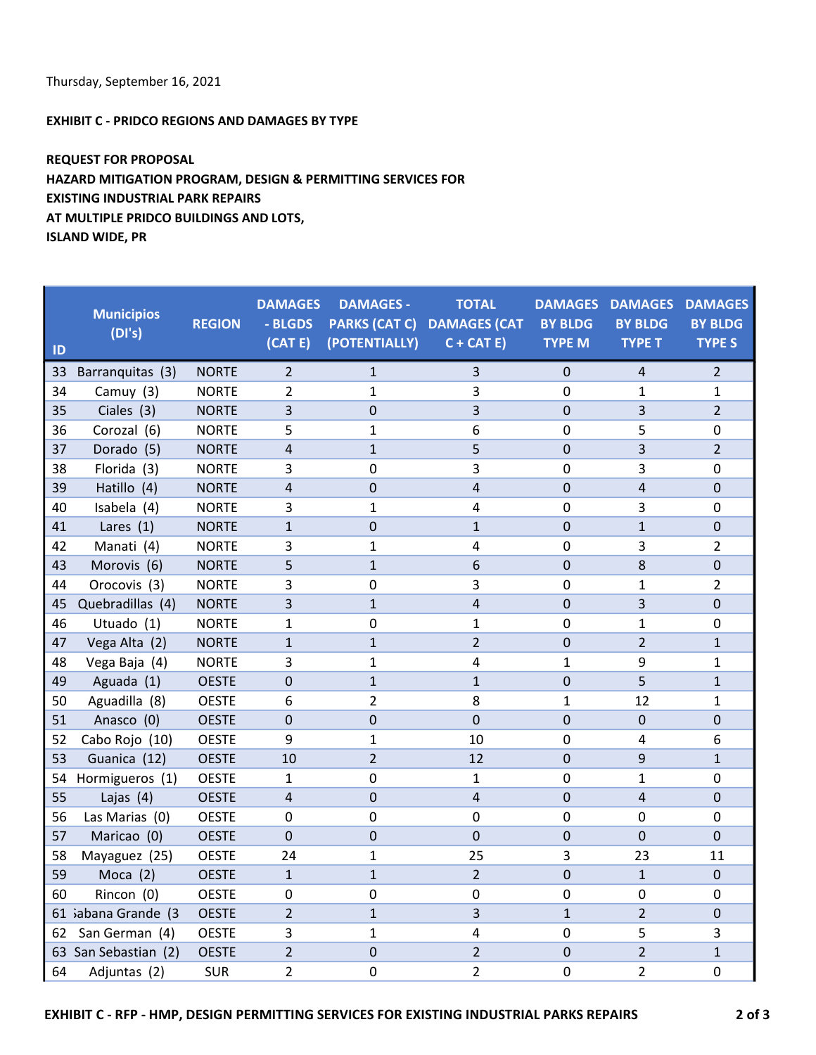Thursday, September 16, 2021

**EXHIBIT C - PRIDCO REGIONS AND DAMAGES BY TYPE**

**REQUEST FOR PROPOSAL**
**HAZARD MITIGATION PROGRAM, DESIGN & PERMITTING SERVICES FOR**
**EXISTING INDUSTRIAL PARK REPAIRS**
**AT MULTIPLE PRIDCO BUILDINGS AND LOTS,**
**ISLAND WIDE, PR**

| ID | Municipios (DI's) | REGION | DAMAGES - BLGDS (CAT E) | DAMAGES - PARKS (CAT C) (POTENTIALLY) | TOTAL DAMAGES (CAT C + CAT E) | DAMAGES BY BLDG TYPE M | DAMAGES BY BLDG TYPE T | DAMAGES BY BLDG TYPE S |
|---|---|---|---|---|---|---|---|---|
| 33 | Barranquitas (3) | NORTE | 2 | 1 | 3 | 0 | 4 | 2 |
| 34 | Camuy (3) | NORTE | 2 | 1 | 3 | 0 | 1 | 1 |
| 35 | Ciales (3) | NORTE | 3 | 0 | 3 | 0 | 3 | 2 |
| 36 | Corozal (6) | NORTE | 5 | 1 | 6 | 0 | 5 | 0 |
| 37 | Dorado (5) | NORTE | 4 | 1 | 5 | 0 | 3 | 2 |
| 38 | Florida (3) | NORTE | 3 | 0 | 3 | 0 | 3 | 0 |
| 39 | Hatillo (4) | NORTE | 4 | 0 | 4 | 0 | 4 | 0 |
| 40 | Isabela (4) | NORTE | 3 | 1 | 4 | 0 | 3 | 0 |
| 41 | Lares (1) | NORTE | 1 | 0 | 1 | 0 | 1 | 0 |
| 42 | Manati (4) | NORTE | 3 | 1 | 4 | 0 | 3 | 2 |
| 43 | Morovis (6) | NORTE | 5 | 1 | 6 | 0 | 8 | 0 |
| 44 | Orocovis (3) | NORTE | 3 | 0 | 3 | 0 | 1 | 2 |
| 45 | Quebradillas (4) | NORTE | 3 | 1 | 4 | 0 | 3 | 0 |
| 46 | Utuado (1) | NORTE | 1 | 0 | 1 | 0 | 1 | 0 |
| 47 | Vega Alta (2) | NORTE | 1 | 1 | 2 | 0 | 2 | 1 |
| 48 | Vega Baja (4) | NORTE | 3 | 1 | 4 | 1 | 9 | 1 |
| 49 | Aguada (1) | OESTE | 0 | 1 | 1 | 0 | 5 | 1 |
| 50 | Aguadilla (8) | OESTE | 6 | 2 | 8 | 1 | 12 | 1 |
| 51 | Anasco (0) | OESTE | 0 | 0 | 0 | 0 | 0 | 0 |
| 52 | Cabo Rojo (10) | OESTE | 9 | 1 | 10 | 0 | 4 | 6 |
| 53 | Guanica (12) | OESTE | 10 | 2 | 12 | 0 | 9 | 1 |
| 54 | Hormigueros (1) | OESTE | 1 | 0 | 1 | 0 | 1 | 0 |
| 55 | Lajas (4) | OESTE | 4 | 0 | 4 | 0 | 4 | 0 |
| 56 | Las Marias (0) | OESTE | 0 | 0 | 0 | 0 | 0 | 0 |
| 57 | Maricao (0) | OESTE | 0 | 0 | 0 | 0 | 0 | 0 |
| 58 | Mayaguez (25) | OESTE | 24 | 1 | 25 | 3 | 23 | 11 |
| 59 | Moca (2) | OESTE | 1 | 1 | 2 | 0 | 1 | 0 |
| 60 | Rincon (0) | OESTE | 0 | 0 | 0 | 0 | 0 | 0 |
| 61 | ;abana Grande (3 | OESTE | 2 | 1 | 3 | 1 | 2 | 0 |
| 62 | San German (4) | OESTE | 3 | 1 | 4 | 0 | 5 | 3 |
| 63 | San Sebastian (2) | OESTE | 2 | 0 | 2 | 0 | 2 | 1 |
| 64 | Adjuntas (2) | SUR | 2 | 0 | 2 | 0 | 2 | 0 |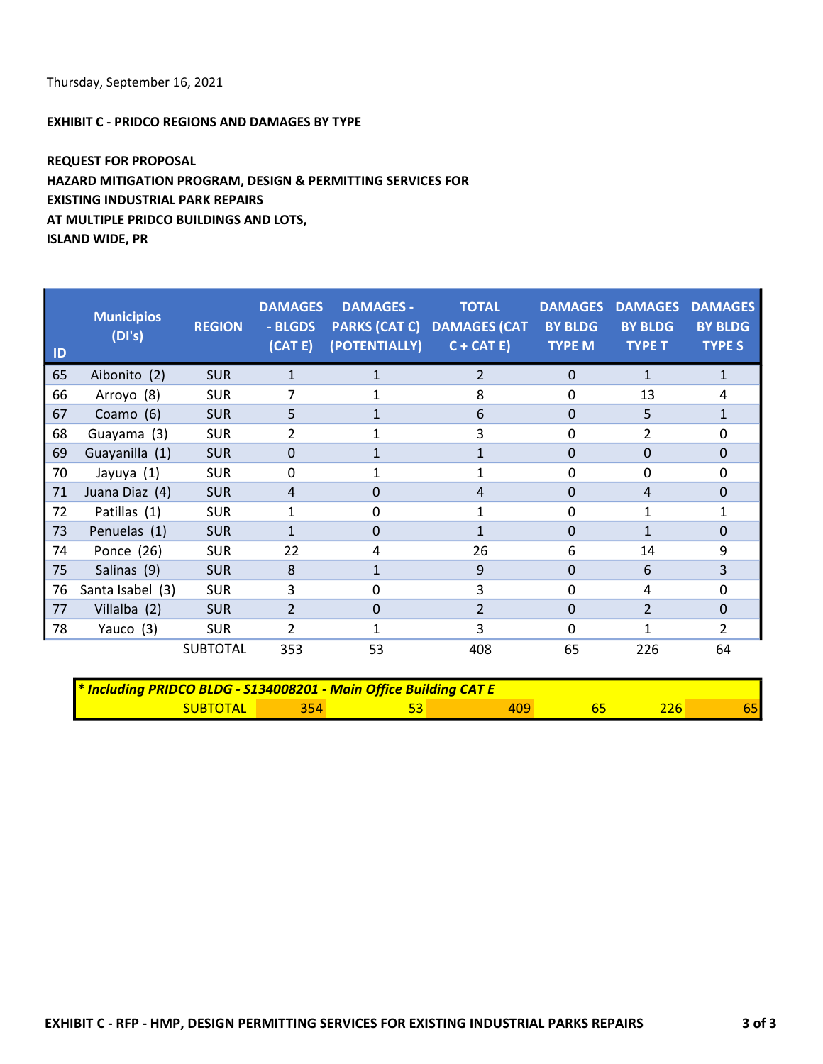Thursday, September 16, 2021

**EXHIBIT C - PRIDCO REGIONS AND DAMAGES BY TYPE**

**REQUEST FOR PROPOSAL**
**HAZARD MITIGATION PROGRAM, DESIGN & PERMITTING SERVICES FOR**
**EXISTING INDUSTRIAL PARK REPAIRS**
**AT MULTIPLE PRIDCO BUILDINGS AND LOTS,**
**ISLAND WIDE, PR**

| ID | Municipios (DI's) | REGION | DAMAGES - BLGDS (CAT E) | DAMAGES - PARKS (CAT C) (POTENTIALLY) | TOTAL DAMAGES (CAT C + CAT E) | DAMAGES BY BLDG TYPE M | DAMAGES BY BLDG TYPE T | DAMAGES BY BLDG TYPE S |
|---|---|---|---|---|---|---|---|---|
| 65 | Aibonito (2) | SUR | 1 | 1 | 2 | 0 | 1 | 1 |
| 66 | Arroyo (8) | SUR | 7 | 1 | 8 | 0 | 13 | 4 |
| 67 | Coamo (6) | SUR | 5 | 1 | 6 | 0 | 5 | 1 |
| 68 | Guayama (3) | SUR | 2 | 1 | 3 | 0 | 2 | 0 |
| 69 | Guayanilla (1) | SUR | 0 | 1 | 1 | 0 | 0 | 0 |
| 70 | Jayuya (1) | SUR | 0 | 1 | 1 | 0 | 0 | 0 |
| 71 | Juana Diaz (4) | SUR | 4 | 0 | 4 | 0 | 4 | 0 |
| 72 | Patillas (1) | SUR | 1 | 0 | 1 | 0 | 1 | 1 |
| 73 | Penuelas (1) | SUR | 1 | 0 | 1 | 0 | 1 | 0 |
| 74 | Ponce (26) | SUR | 22 | 4 | 26 | 6 | 14 | 9 |
| 75 | Salinas (9) | SUR | 8 | 1 | 9 | 0 | 6 | 3 |
| 76 | Santa Isabel (3) | SUR | 3 | 0 | 3 | 0 | 4 | 0 |
| 77 | Villalba (2) | SUR | 2 | 0 | 2 | 0 | 2 | 0 |
| 78 | Yauco (3) | SUR | 2 | 1 | 3 | 0 | 1 | 2 |
| | | SUBTOTAL | 353 | 53 | 408 | 65 | 226 | 64 |

***\* Including PRIDCO BLDG - S134008201 - Main Office Building CAT E***

| | | | | | | |
|---|---|---|---|---|---|---|
| SUBTOTAL | 354 | 53 | 409 | 65 | 226 | 65 |